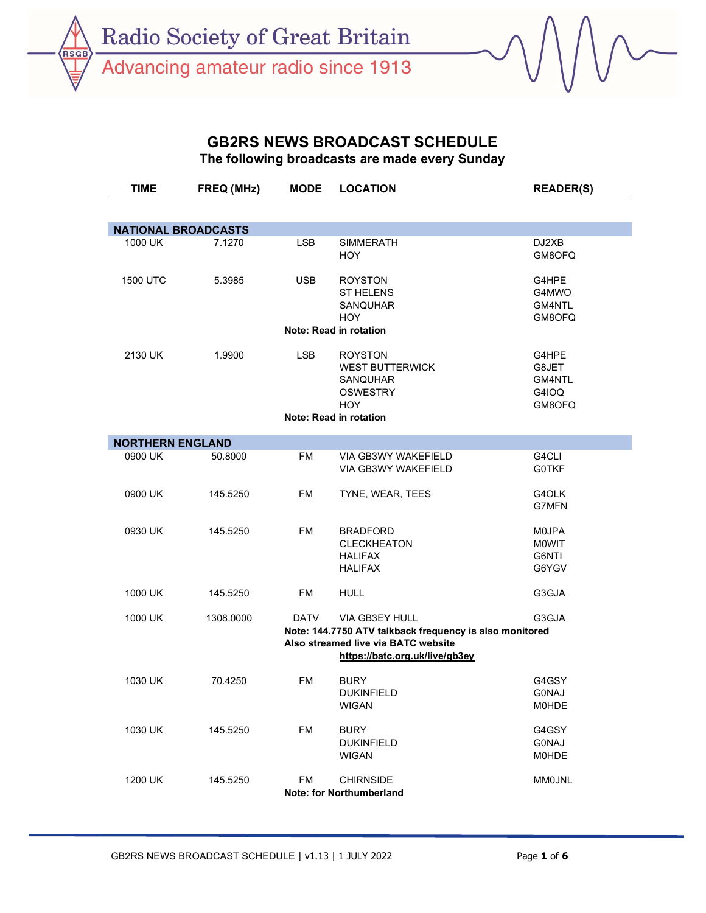Radio Society of Great Britain

Advancing amateur radio since 1913

# GB2RS NEWS BROADCAST SCHEDULE

**The following broadcasts are made every Sunday**

| TIME | FREQ (MHz) | MODE | LOCATION | READER(S) |
|---|---|---|---|---|
| **NATIONAL BROADCASTS** | | | | |
| 1000 UK | 7.1270 | LSB | SIMMERATH<br>HOY | DJ2XB<br>GM8OFQ |
| 1500 UTC | 5.3985 | USB | ROYSTON<br>ST HELENS<br>SANQUHAR<br>HOY | G4HPE<br>G4MWO<br>GM4NTL<br>GM8OFQ |
| | | **Note: Read in rotation** | | |
| 2130 UK | 1.9900 | LSB | ROYSTON<br>WEST BUTTERWICK<br>SANQUHAR<br>OSWESTRY<br>HOY | G4HPE<br>G8JET<br>GM4NTL<br>G4IOQ<br>GM8OFQ |
| | | **Note: Read in rotation** | | |
| **NORTHERN ENGLAND** | | | | |
| 0900 UK | 50.8000 | FM | VIA GB3WY WAKEFIELD<br>VIA GB3WY WAKEFIELD | G4CLI<br>G0TKF |
| 0900 UK | 145.5250 | FM | TYNE, WEAR, TEES | G4OLK<br>G7MFN |
| 0930 UK | 145.5250 | FM | BRADFORD<br>CLECKHEATON<br>HALIFAX<br>HALIFAX | M0JPA<br>M0WIT<br>G6NTI<br>G6YGV |
| 1000 UK | 145.5250 | FM | HULL | G3GJA |
| 1000 UK | 1308.0000 | DATV | VIA GB3EY HULL | G3GJA |
| | | **Note: 144.7750 ATV talkback frequency is also monitored**<br>**Also streamed live via BATC website**<br>**https://batc.org.uk/live/gb3ey** | | |
| 1030 UK | 70.4250 | FM | BURY<br>DUKINFIELD<br>WIGAN | G4GSY<br>G0NAJ<br>M0HDE |
| 1030 UK | 145.5250 | FM | BURY<br>DUKINFIELD<br>WIGAN | G4GSY<br>G0NAJ<br>M0HDE |
| 1200 UK | 145.5250 | FM | CHIRNSIDE | MM0JNL |
| | | **Note: for Northumberland** | | |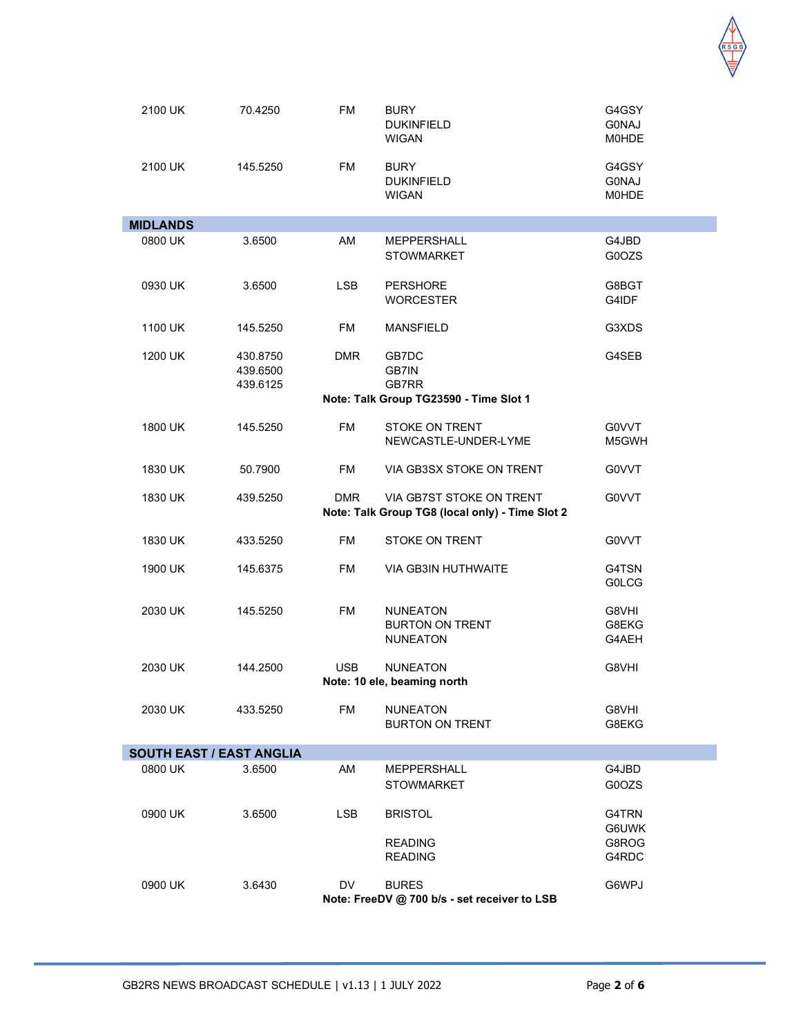| | | | | |
|---|---|---|---|---|
| 2100 UK | 70.4250 | FM | BURY<br>DUKINFIELD<br>WIGAN | G4GSY<br>G0NAJ<br>M0HDE |
| 2100 UK | 145.5250 | FM | BURY<br>DUKINFIELD<br>WIGAN | G4GSY<br>G0NAJ<br>M0HDE |
| **MIDLANDS** | | | | |
| 0800 UK | 3.6500 | AM | MEPPERSHALL<br>STOWMARKET | G4JBD<br>G0OZS |
| 0930 UK | 3.6500 | LSB | PERSHORE<br>WORCESTER | G8BGT<br>G4IDF |
| 1100 UK | 145.5250 | FM | MANSFIELD | G3XDS |
| 1200 UK | 430.8750<br>439.6500<br>439.6125 | DMR | GB7DC<br>GB7IN<br>GB7RR<br>**Note: Talk Group TG23590 - Time Slot 1** | G4SEB |
| 1800 UK | 145.5250 | FM | STOKE ON TRENT<br>NEWCASTLE-UNDER-LYME | G0VVT<br>M5GWH |
| 1830 UK | 50.7900 | FM | VIA GB3SX STOKE ON TRENT | G0VVT |
| 1830 UK | 439.5250 | DMR | VIA GB7ST STOKE ON TRENT<br>**Note: Talk Group TG8 (local only) - Time Slot 2** | G0VVT |
| 1830 UK | 433.5250 | FM | STOKE ON TRENT | G0VVT |
| 1900 UK | 145.6375 | FM | VIA GB3IN HUTHWAITE | G4TSN<br>G0LCG |
| 2030 UK | 145.5250 | FM | NUNEATON<br>BURTON ON TRENT<br>NUNEATON | G8VHI<br>G8EKG<br>G4AEH |
| 2030 UK | 144.2500 | USB | NUNEATON<br>**Note: 10 ele, beaming north** | G8VHI |
| 2030 UK | 433.5250 | FM | NUNEATON<br>BURTON ON TRENT | G8VHI<br>G8EKG |
| **SOUTH EAST / EAST ANGLIA** | | | | |
| 0800 UK | 3.6500 | AM | MEPPERSHALL<br>STOWMARKET | G4JBD<br>G0OZS |
| 0900 UK | 3.6500 | LSB | BRISTOL<br><br>READING<br>READING | G4TRN<br>G6UWK<br>G8ROG<br>G4RDC |
| 0900 UK | 3.6430 | DV | BURES<br>**Note: FreeDV @ 700 b/s - set receiver to LSB** | G6WPJ |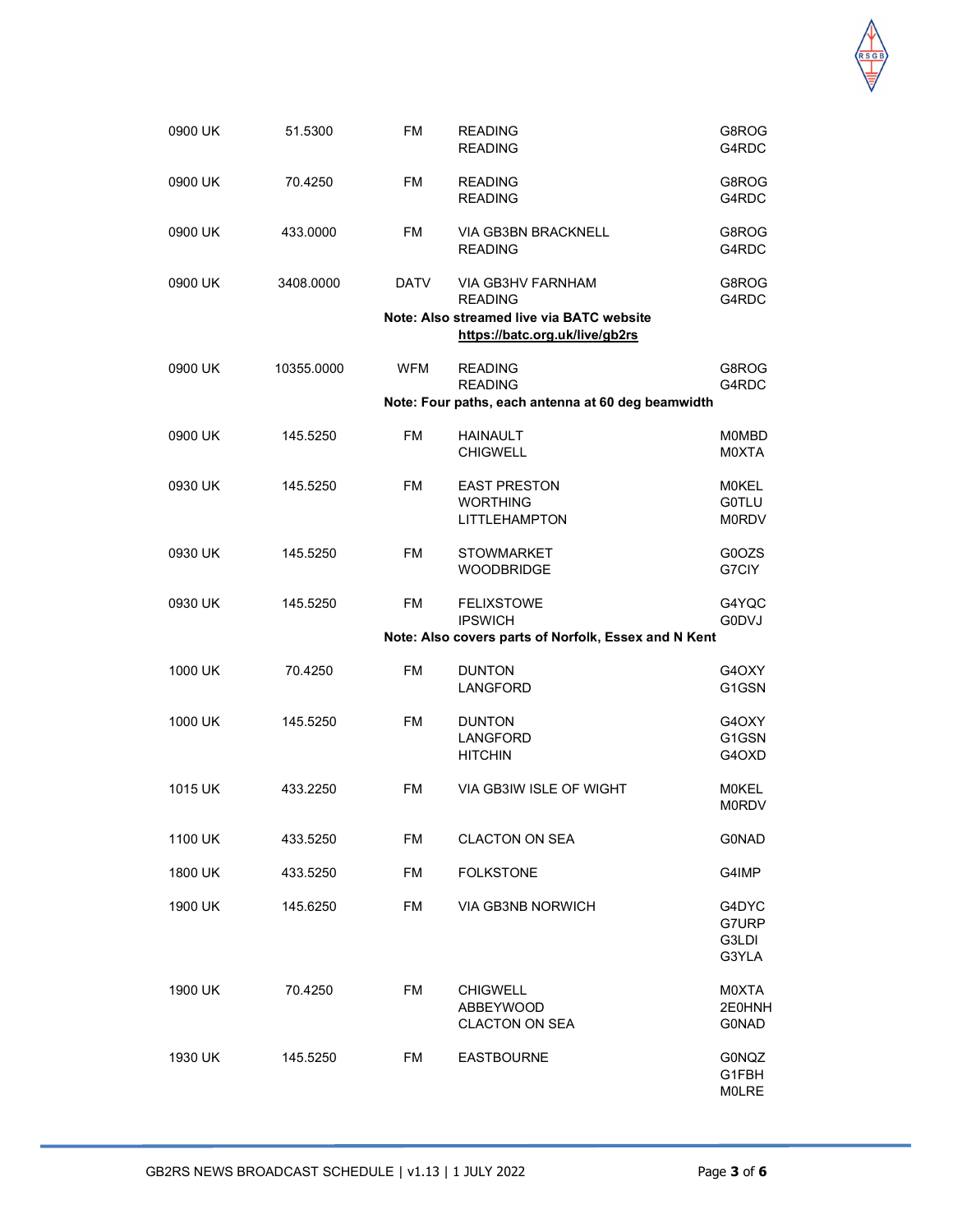| Time | Frequency | Mode | Location | Callsign |
| --- | --- | --- | --- | --- |
| 0900 UK | 51.5300 | FM | READING<br>READING | G8ROG<br>G4RDC |
| 0900 UK | 70.4250 | FM | READING<br>READING | G8ROG<br>G4RDC |
| 0900 UK | 433.0000 | FM | VIA GB3BN BRACKNELL<br>READING | G8ROG<br>G4RDC |
| 0900 UK | 3408.0000 | DATV | VIA GB3HV FARNHAM<br>READING<br>**Note: Also streamed live via BATC website** **https://batc.org.uk/live/gb2rs** | G8ROG<br>G4RDC |
| 0900 UK | 10355.0000 | WFM | READING<br>READING<br>**Note: Four paths, each antenna at 60 deg beamwidth** | G8ROG<br>G4RDC |
| 0900 UK | 145.5250 | FM | HAINAULT<br>CHIGWELL | M0MBD<br>M0XTA |
| 0930 UK | 145.5250 | FM | EAST PRESTON<br>WORTHING<br>LITTLEHAMPTON | M0KEL<br>G0TLU<br>M0RDV |
| 0930 UK | 145.5250 | FM | STOWMARKET<br>WOODBRIDGE | G0OZS<br>G7CIY |
| 0930 UK | 145.5250 | FM | FELIXSTOWE<br>IPSWICH<br>**Note: Also covers parts of Norfolk, Essex and N Kent** | G4YQC<br>G0DVJ |
| 1000 UK | 70.4250 | FM | DUNTON<br>LANGFORD | G4OXY<br>G1GSN |
| 1000 UK | 145.5250 | FM | DUNTON<br>LANGFORD<br>HITCHIN | G4OXY<br>G1GSN<br>G4OXD |
| 1015 UK | 433.2250 | FM | VIA GB3IW ISLE OF WIGHT | M0KEL<br>M0RDV |
| 1100 UK | 433.5250 | FM | CLACTON ON SEA | G0NAD |
| 1800 UK | 433.5250 | FM | FOLKSTONE | G4IMP |
| 1900 UK | 145.6250 | FM | VIA GB3NB NORWICH | G4DYC<br>G7URP<br>G3LDI<br>G3YLA |
| 1900 UK | 70.4250 | FM | CHIGWELL<br>ABBEYWOOD<br>CLACTON ON SEA | M0XTA<br>2E0HNH<br>G0NAD |
| 1930 UK | 145.5250 | FM | EASTBOURNE | G0NQZ<br>G1FBH<br>M0LRE |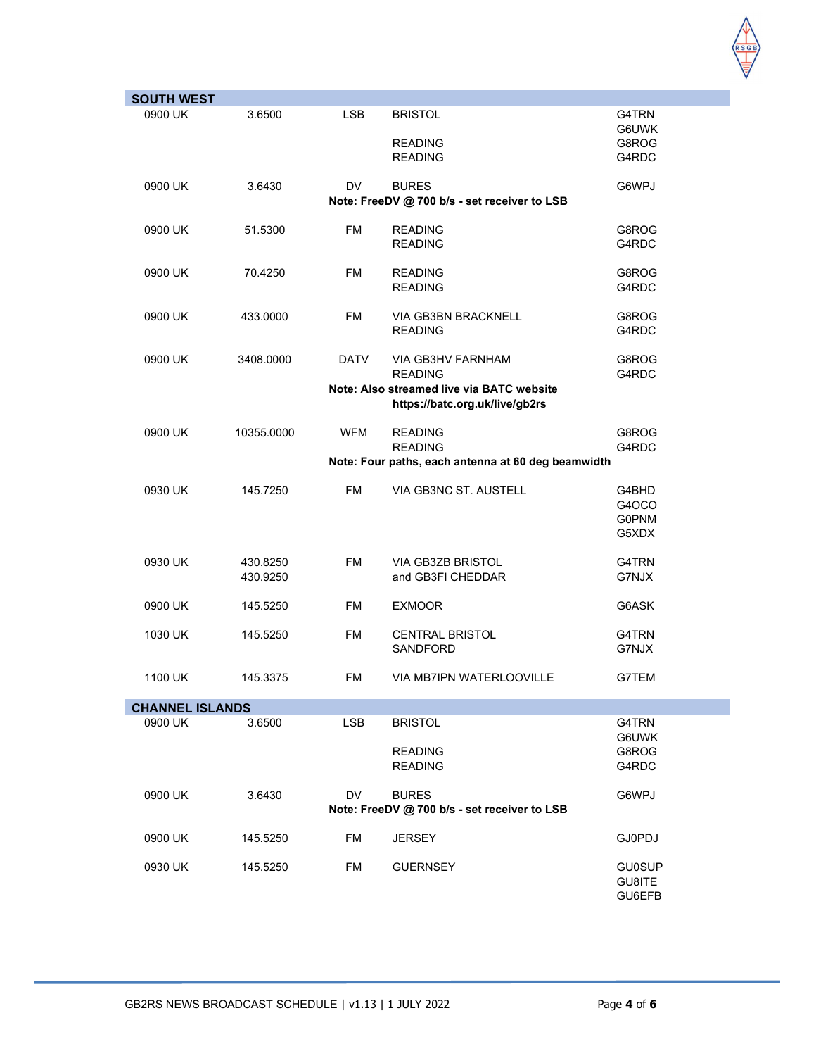## SOUTH WEST

| Time | Frequency | Mode | Location | Callsign |
|---|---|---|---|---|
| 0900 UK | 3.6500 | LSB | BRISTOL | G4TRN |
| | | | | G6UWK |
| | | | READING | G8ROG |
| | | | READING | G4RDC |
| 0900 UK | 3.6430 | DV | BURES | G6WPJ |
| | | | **Note: FreeDV @ 700 b/s - set receiver to LSB** | |
| 0900 UK | 51.5300 | FM | READING | G8ROG |
| | | | READING | G4RDC |
| 0900 UK | 70.4250 | FM | READING | G8ROG |
| | | | READING | G4RDC |
| 0900 UK | 433.0000 | FM | VIA GB3BN BRACKNELL | G8ROG |
| | | | READING | G4RDC |
| 0900 UK | 3408.0000 | DATV | VIA GB3HV FARNHAM | G8ROG |
| | | | READING | G4RDC |
| | | | **Note: Also streamed live via BATC website https://batc.org.uk/live/gb2rs** | |
| 0900 UK | 10355.0000 | WFM | READING | G8ROG |
| | | | READING | G4RDC |
| | | | **Note: Four paths, each antenna at 60 deg beamwidth** | |
| 0930 UK | 145.7250 | FM | VIA GB3NC ST. AUSTELL | G4BHD |
| | | | | G4OCO |
| | | | | G0PNM |
| | | | | G5XDX |
| 0930 UK | 430.8250 | FM | VIA GB3ZB BRISTOL | G4TRN |
| | 430.9250 | | and GB3FI CHEDDAR | G7NJX |
| 0900 UK | 145.5250 | FM | EXMOOR | G6ASK |
| 1030 UK | 145.5250 | FM | CENTRAL BRISTOL | G4TRN |
| | | | SANDFORD | G7NJX |
| 1100 UK | 145.3375 | FM | VIA MB7IPN WATERLOOVILLE | G7TEM |

## CHANNEL ISLANDS

| Time | Frequency | Mode | Location | Callsign |
|---|---|---|---|---|
| 0900 UK | 3.6500 | LSB | BRISTOL | G4TRN |
| | | | | G6UWK |
| | | | READING | G8ROG |
| | | | READING | G4RDC |
| 0900 UK | 3.6430 | DV | BURES | G6WPJ |
| | | | **Note: FreeDV @ 700 b/s - set receiver to LSB** | |
| 0900 UK | 145.5250 | FM | JERSEY | GJ0PDJ |
| 0930 UK | 145.5250 | FM | GUERNSEY | GU0SUP |
| | | | | GU8ITE |
| | | | | GU6EFB |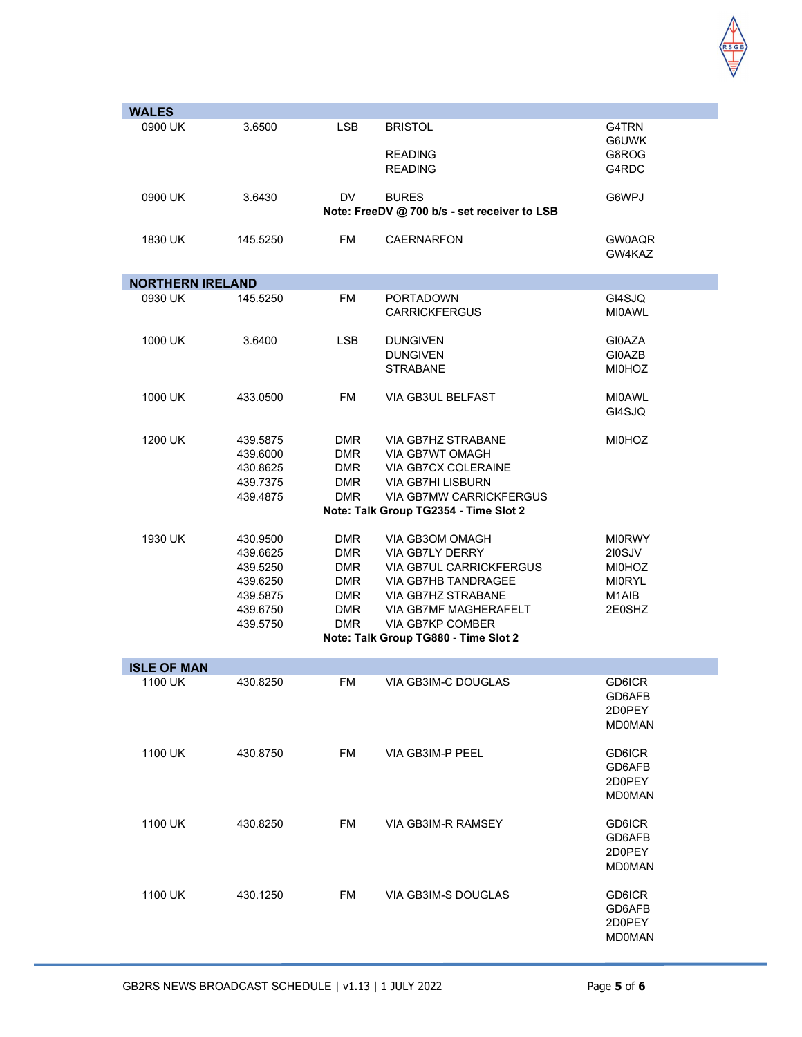## WALES

| Time | Frequency | Mode | Location | Callsign |
|---|---|---|---|---|
| 0900 UK | 3.6500 | LSB | BRISTOL | G4TRN |
| | | | | G6UWK |
| | | | READING | G8ROG |
| | | | READING | G4RDC |
| 0900 UK | 3.6430 | DV | BURES | G6WPJ |
| | | | **Note: FreeDV @ 700 b/s - set receiver to LSB** | |
| 1830 UK | 145.5250 | FM | CAERNARFON | GW0AQR |
| | | | | GW4KAZ |

## NORTHERN IRELAND

| Time | Frequency | Mode | Location | Callsign |
|---|---|---|---|---|
| 0930 UK | 145.5250 | FM | PORTADOWN | GI4SJQ |
| | | | CARRICKFERGUS | MI0AWL |
| 1000 UK | 3.6400 | LSB | DUNGIVEN | GI0AZA |
| | | | DUNGIVEN | GI0AZB |
| | | | STRABANE | MI0HOZ |
| 1000 UK | 433.0500 | FM | VIA GB3UL BELFAST | MI0AWL |
| | | | | GI4SJQ |
| 1200 UK | 439.5875 | DMR | VIA GB7HZ STRABANE | MI0HOZ |
| | 439.6000 | DMR | VIA GB7WT OMAGH | |
| | 430.8625 | DMR | VIA GB7CX COLERAINE | |
| | 439.7375 | DMR | VIA GB7HI LISBURN | |
| | 439.4875 | DMR | VIA GB7MW CARRICKFERGUS | |
| | | | **Note: Talk Group TG2354 - Time Slot 2** | |
| 1930 UK | 430.9500 | DMR | VIA GB3OM OMAGH | MI0RWY |
| | 439.6625 | DMR | VIA GB7LY DERRY | 2I0SJV |
| | 439.5250 | DMR | VIA GB7UL CARRICKFERGUS | MI0HOZ |
| | 439.6250 | DMR | VIA GB7HB TANDRAGEE | MI0RYL |
| | 439.5875 | DMR | VIA GB7HZ STRABANE | M1AIB |
| | 439.6750 | DMR | VIA GB7MF MAGHERAFELT | 2E0SHZ |
| | 439.5750 | DMR | VIA GB7KP COMBER | |
| | | | **Note: Talk Group TG880 - Time Slot 2** | |

## ISLE OF MAN

| Time | Frequency | Mode | Location | Callsign |
|---|---|---|---|---|
| 1100 UK | 430.8250 | FM | VIA GB3IM-C DOUGLAS | GD6ICR |
| | | | | GD6AFB |
| | | | | 2D0PEY |
| | | | | MD0MAN |
| 1100 UK | 430.8750 | FM | VIA GB3IM-P PEEL | GD6ICR |
| | | | | GD6AFB |
| | | | | 2D0PEY |
| | | | | MD0MAN |
| 1100 UK | 430.8250 | FM | VIA GB3IM-R RAMSEY | GD6ICR |
| | | | | GD6AFB |
| | | | | 2D0PEY |
| | | | | MD0MAN |
| 1100 UK | 430.1250 | FM | VIA GB3IM-S DOUGLAS | GD6ICR |
| | | | | GD6AFB |
| | | | | 2D0PEY |
| | | | | MD0MAN |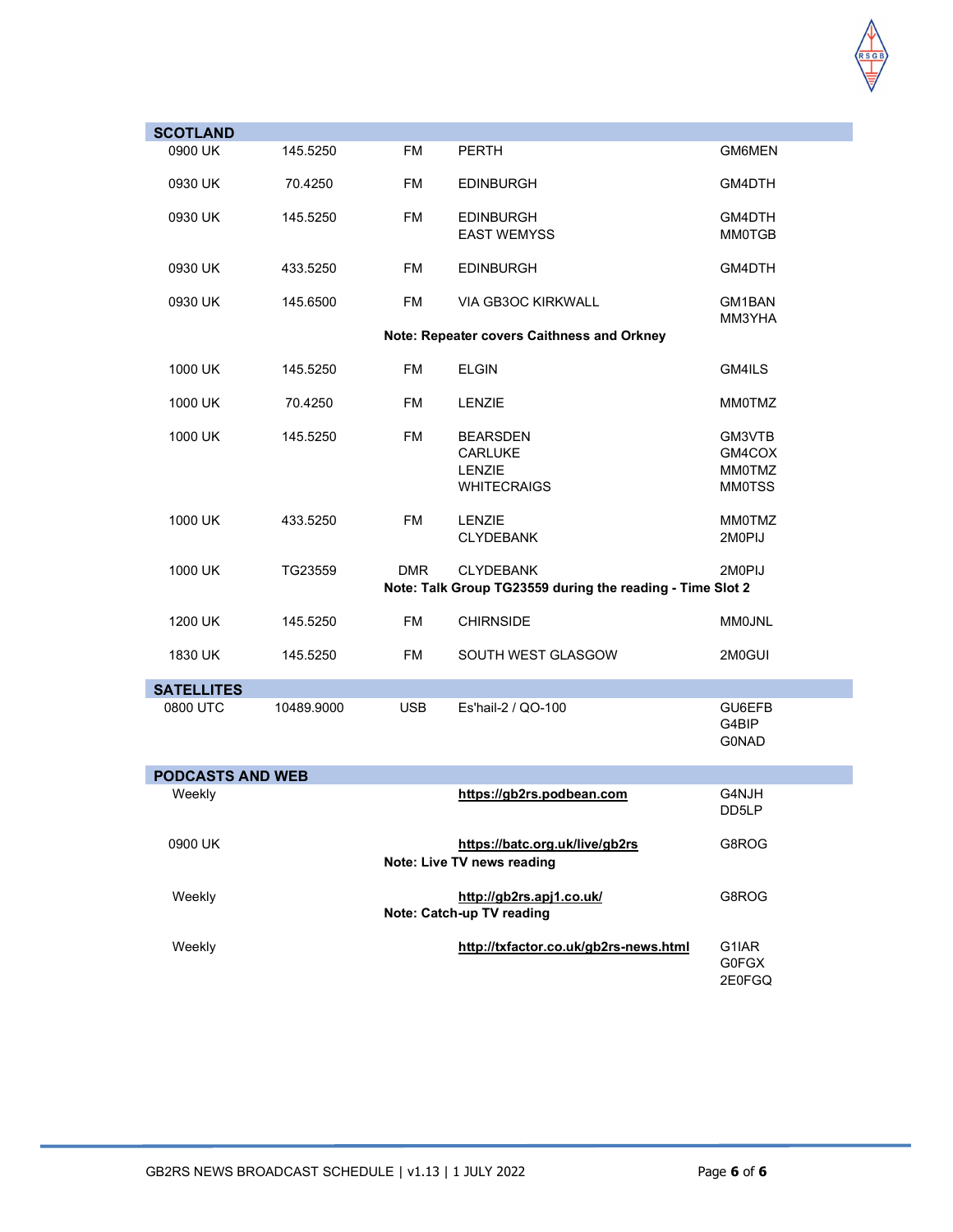## SCOTLAND

| | | | | |
|---|---|---|---|---|
| 0900 UK | 145.5250 | FM | PERTH | GM6MEN |
| 0930 UK | 70.4250 | FM | EDINBURGH | GM4DTH |
| 0930 UK | 145.5250 | FM | EDINBURGH<br>EAST WEMYSS | GM4DTH<br>MM0TGB |
| 0930 UK | 433.5250 | FM | EDINBURGH | GM4DTH |
| 0930 UK | 145.6500 | FM | VIA GB3OC KIRKWALL | GM1BAN<br>MM3YHA |
| | | **Note: Repeater covers Caithness and Orkney** | | |
| 1000 UK | 145.5250 | FM | ELGIN | GM4ILS |
| 1000 UK | 70.4250 | FM | LENZIE | MM0TMZ |
| 1000 UK | 145.5250 | FM | BEARSDEN<br>CARLUKE<br>LENZIE<br>WHITECRAIGS | GM3VTB<br>GM4COX<br>MM0TMZ<br>MM0TSS |
| 1000 UK | 433.5250 | FM | LENZIE<br>CLYDEBANK | MM0TMZ<br>2M0PIJ |
| 1000 UK | TG23559 | DMR | CLYDEBANK | 2M0PIJ |
| | | **Note: Talk Group TG23559 during the reading - Time Slot 2** | | |
| 1200 UK | 145.5250 | FM | CHIRNSIDE | MM0JNL |
| 1830 UK | 145.5250 | FM | SOUTH WEST GLASGOW | 2M0GUI |

## SATELLITES

| | | | | |
|---|---|---|---|---|
| 0800 UTC | 10489.9000 | USB | Es'hail-2 / QO-100 | GU6EFB<br>G4BIP<br>G0NAD |

## PODCASTS AND WEB

| | | | | |
|---|---|---|---|---|
| Weekly | | | **https://gb2rs.podbean.com** | G4NJH<br>DD5LP |
| 0900 UK | | | **https://batc.org.uk/live/gb2rs** | G8ROG |
| | | **Note: Live TV news reading** | | |
| Weekly | | | **http://gb2rs.apj1.co.uk/** | G8ROG |
| | | **Note: Catch-up TV reading** | | |
| Weekly | | | **http://txfactor.co.uk/gb2rs-news.html** | G1IAR<br>G0FGX<br>2E0FGQ |